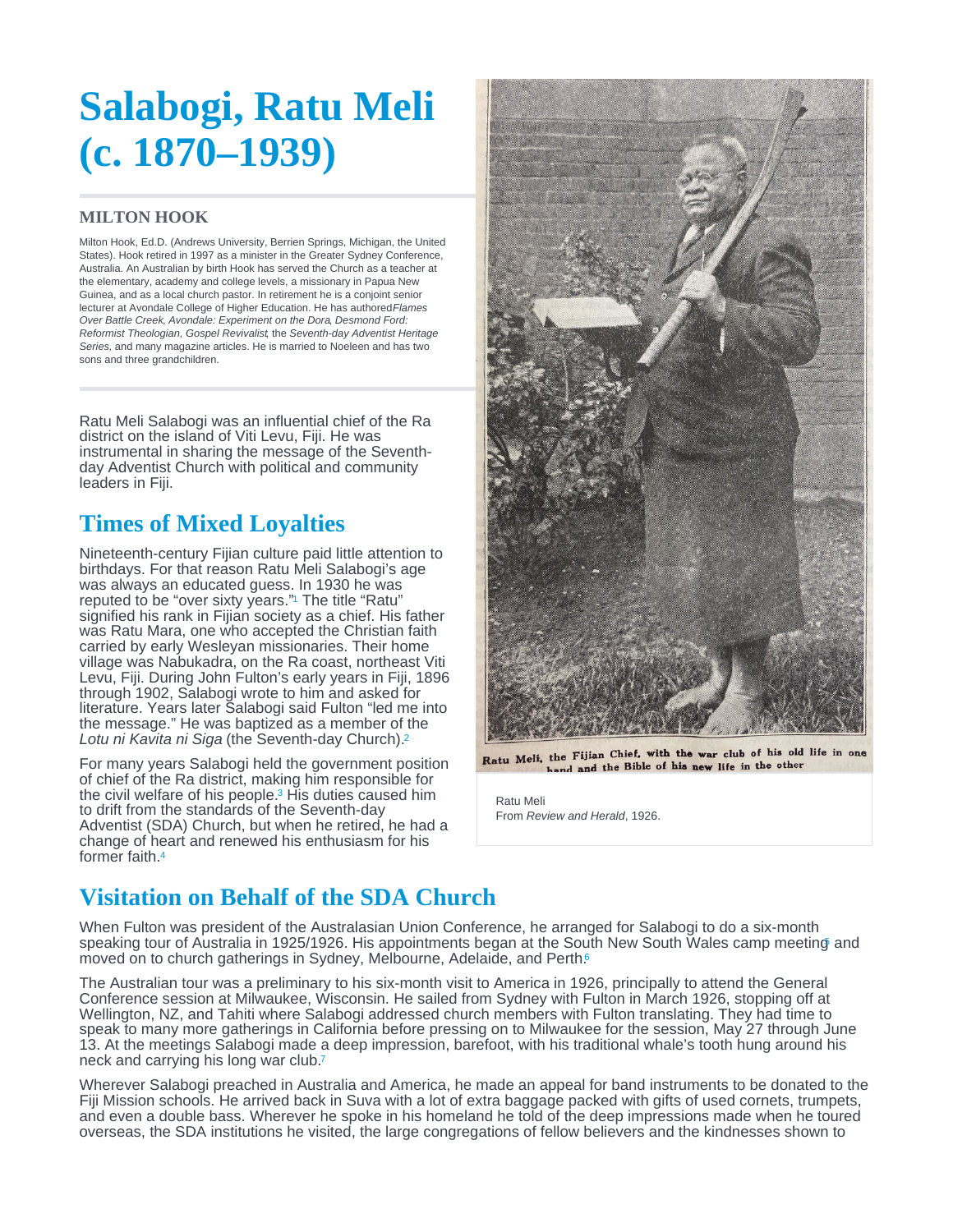# Salabogi, Ratu Meli (c. 1870–1939)

**MILTON HOOK**

Milton Hook, Ed.D. (Andrews University, Berrien Springs, Michigan, the United States). Hook retired in 1997 as a minister in the Greater Sydney Conference, Australia. An Australian by birth Hook has served the Church as a teacher at the elementary, academy and college levels, a missionary in Papua New Guinea, and as a local church pastor. In retirement he is a conjoint senior lecturer at Avondale College of Higher Education. He has authored *Flames Over Battle Creek*, *Avondale: Experiment on the Dora*, *Desmond Ford: Reformist Theologian, Gospel Revivalist*, the *Seventh-day Adventist Heritage Series,* and many magazine articles. He is married to Noeleen and has two sons and three grandchildren.

Ratu Meli Salabogi was an influential chief of the Ra district on the island of Viti Levu, Fiji. He was instrumental in sharing the message of the Seventh-day Adventist Church with political and community leaders in Fiji.

## Times of Mixed Loyalties

Nineteenth-century Fijian culture paid little attention to birthdays. For that reason Ratu Meli Salabogi's age was always an educated guess. In 1930 he was reputed to be "over sixty years."[1] The title "Ratu" signified his rank in Fijian society as a chief. His father was Ratu Mara, one who accepted the Christian faith carried by early Wesleyan missionaries. Their home village was Nabukadra, on the Ra coast, northeast Viti Levu, Fiji. During John Fulton's early years in Fiji, 1896 through 1902, Salabogi wrote to him and asked for literature. Years later Salabogi said Fulton "led me into the message." He was baptized as a member of the *Lotu ni Kavita ni Siga* (the Seventh-day Church).[2]

For many years Salabogi held the government position of chief of the Ra district, making him responsible for the civil welfare of his people.[3] His duties caused him to drift from the standards of the Seventh-day Adventist (SDA) Church, but when he retired, he had a change of heart and renewed his enthusiasm for his former faith.[4]

Ratu Meli, the Fijian Chief, with the war club of his old life in one hand and the Bible of his new life in the other

Ratu Meli
From *Review and Herald*, 1926.

## Visitation on Behalf of the SDA Church

When Fulton was president of the Australasian Union Conference, he arranged for Salabogi to do a six-month speaking tour of Australia in 1925/1926. His appointments began at the South New South Wales camp meeting[5] and moved on to church gatherings in Sydney, Melbourne, Adelaide, and Perth.[6]

The Australian tour was a preliminary to his six-month visit to America in 1926, principally to attend the General Conference session at Milwaukee, Wisconsin. He sailed from Sydney with Fulton in March 1926, stopping off at Wellington, NZ, and Tahiti where Salabogi addressed church members with Fulton translating. They had time to speak to many more gatherings in California before pressing on to Milwaukee for the session, May 27 through June 13. At the meetings Salabogi made a deep impression, barefoot, with his traditional whale's tooth hung around his neck and carrying his long war club.[7]

Wherever Salabogi preached in Australia and America, he made an appeal for band instruments to be donated to the Fiji Mission schools. He arrived back in Suva with a lot of extra baggage packed with gifts of used cornets, trumpets, and even a double bass. Wherever he spoke in his homeland he told of the deep impressions made when he toured overseas, the SDA institutions he visited, the large congregations of fellow believers and the kindnesses shown to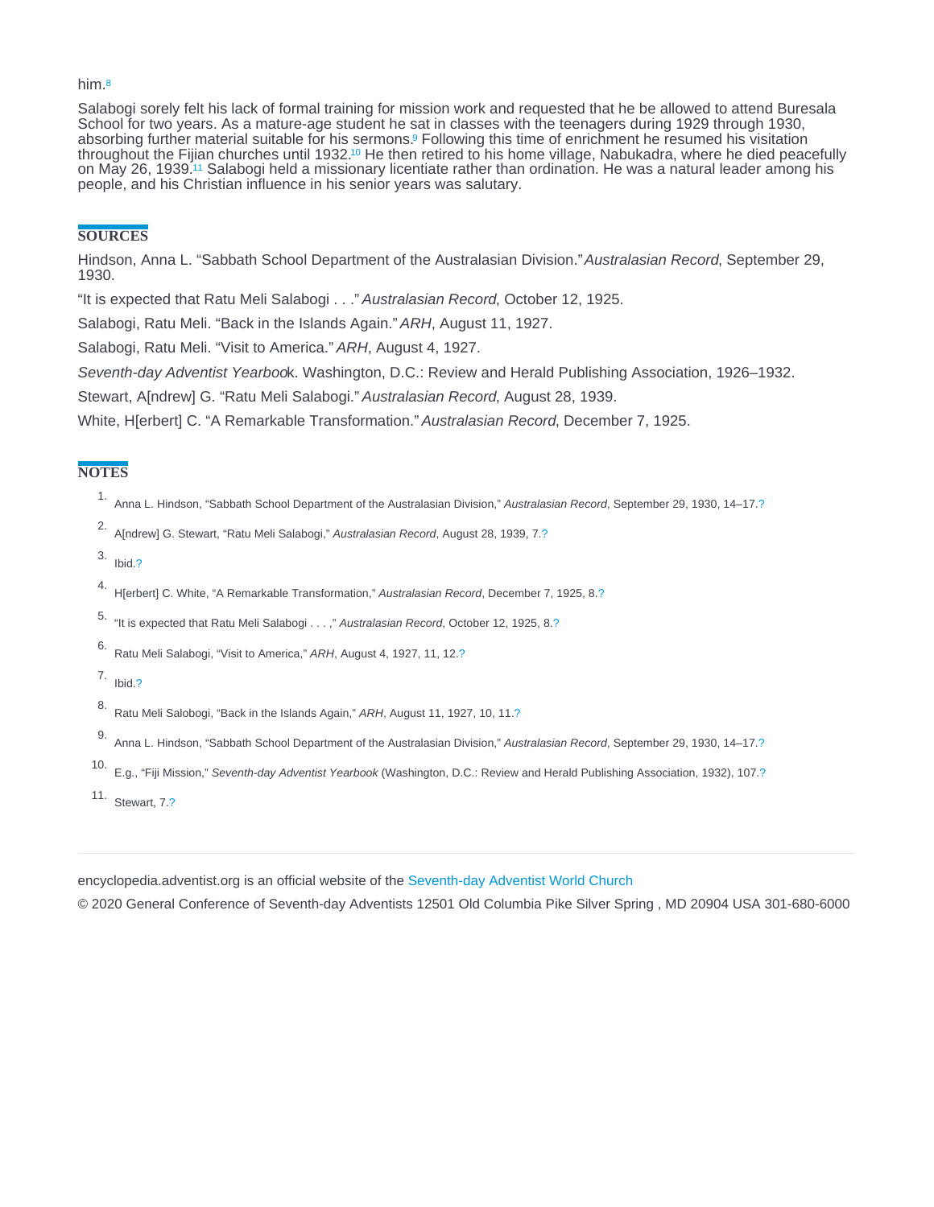him.[8]

Salabogi sorely felt his lack of formal training for mission work and requested that he be allowed to attend Buresala School for two years. As a mature-age student he sat in classes with the teenagers during 1929 through 1930, absorbing further material suitable for his sermons.[9] Following this time of enrichment he resumed his visitation throughout the Fijian churches until 1932.[10] He then retired to his home village, Nabukadra, where he died peacefully on May 26, 1939.[11] Salabogi held a missionary licentiate rather than ordination. He was a natural leader among his people, and his Christian influence in his senior years was salutary.

## SOURCES

Hindson, Anna L. "Sabbath School Department of the Australasian Division." *Australasian Record*, September 29, 1930.

"It is expected that Ratu Meli Salabogi . . ." *Australasian Record*, October 12, 1925.

Salabogi, Ratu Meli. "Back in the Islands Again." *ARH*, August 11, 1927.

Salabogi, Ratu Meli. "Visit to America." *ARH*, August 4, 1927.

*Seventh-day Adventist Yearboo*k. Washington, D.C.: Review and Herald Publishing Association, 1926–1932.

Stewart, A[ndrew] G. "Ratu Meli Salabogi." *Australasian Record*, August 28, 1939.

White, H[erbert] C. "A Remarkable Transformation." *Australasian Record*, December 7, 1925.

## NOTES

1. Anna L. Hindson, "Sabbath School Department of the Australasian Division," *Australasian Record*, September 29, 1930, 14–17.?
2. A[ndrew] G. Stewart, "Ratu Meli Salabogi," *Australasian Record*, August 28, 1939, 7.?
3. Ibid.?
4. H[erbert] C. White, "A Remarkable Transformation," *Australasian Record*, December 7, 1925, 8.?
5. "It is expected that Ratu Meli Salabogi . . . ," *Australasian Record*, October 12, 1925, 8.?
6. Ratu Meli Salabogi, "Visit to America," *ARH*, August 4, 1927, 11, 12.?
7. Ibid.?
8. Ratu Meli Salobogi, "Back in the Islands Again," *ARH*, August 11, 1927, 10, 11.?
9. Anna L. Hindson, "Sabbath School Department of the Australasian Division," *Australasian Record*, September 29, 1930, 14–17.?
10. E.g., "Fiji Mission," *Seventh-day Adventist Yearbook* (Washington, D.C.: Review and Herald Publishing Association, 1932), 107.?
11. Stewart, 7.?

encyclopedia.adventist.org is an official website of the Seventh-day Adventist World Church

© 2020 General Conference of Seventh-day Adventists 12501 Old Columbia Pike Silver Spring , MD 20904 USA 301-680-6000